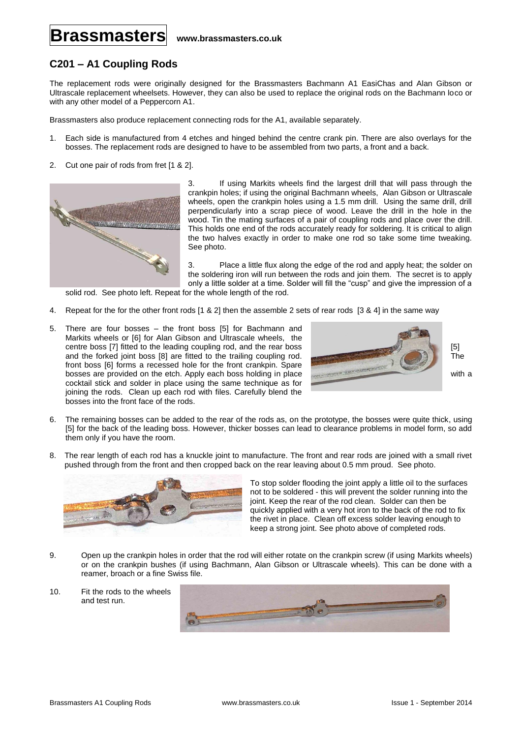# Brassmasters www.brassmasters.co.uk

## C201 – A1 Coupling Rods

The replacement rods were originally designed for the Brassmasters Bachmann A1 EasiChas and Alan Gibson or Ultrascale replacement wheelsets. However, they can also be used to replace the original rods on the Bachmann loco or with any other model of a Peppercorn A1.

Brassmasters also produce replacement connecting rods for the A1, available separately.

1. Each side is manufactured from 4 etches and hinged behind the centre crank pin. There are also overlays for the bosses. The replacement rods are designed to have to be assembled from two parts, a front and a back.

2. Cut one pair of rods from fret [1 & 2].

3. If using Markits wheels find the largest drill that will pass through the crankpin holes; if using the original Bachmann wheels, Alan Gibson or Ultrascale wheels, open the crankpin holes using a 1.5 mm drill. Using the same drill, drill perpendicularly into a scrap piece of wood. Leave the drill in the hole in the wood. Tin the mating surfaces of a pair of coupling rods and place over the drill. This holds one end of the rods accurately ready for soldering. It is critical to align the two halves exactly in order to make one rod so take some time tweaking. See photo.

3. Place a little flux along the edge of the rod and apply heat; the solder on the soldering iron will run between the rods and join them. The secret is to apply only a little solder at a time. Solder will fill the "cusp" and give the impression of a solid rod. See photo left. Repeat for the whole length of the rod.

4. Repeat for the for the other front rods [1 & 2] then the assemble 2 sets of rear rods [3 & 4] in the same way

5. There are four bosses – the front boss [5] for Bachmann and Markits wheels or [6] for Alan Gibson and Ultrascale wheels, the centre boss [7] fitted to the leading coupling rod, and the rear boss [5] and the forked joint boss [8] are fitted to the trailing coupling rod. The front boss [6] forms a recessed hole for the front crankpin. Spare bosses are provided on the etch. Apply each boss holding in place with a cocktail stick and solder in place using the same technique as for joining the rods. Clean up each rod with files. Carefully blend the bosses into the front face of the rods.

6. The remaining bosses can be added to the rear of the rods as, on the prototype, the bosses were quite thick, using [5] for the back of the leading boss. However, thicker bosses can lead to clearance problems in model form, so add them only if you have the room.

8. The rear length of each rod has a knuckle joint to manufacture. The front and rear rods are joined with a small rivet pushed through from the front and then cropped back on the rear leaving about 0.5 mm proud. See photo.

To stop solder flooding the joint apply a little oil to the surfaces not to be soldered - this will prevent the solder running into the joint. Keep the rear of the rod clean. Solder can then be quickly applied with a very hot iron to the back of the rod to fix the rivet in place. Clean off excess solder leaving enough to keep a strong joint. See photo above of completed rods.

9. Open up the crankpin holes in order that the rod will either rotate on the crankpin screw (if using Markits wheels) or on the crankpin bushes (if using Bachmann, Alan Gibson or Ultrascale wheels). This can be done with a reamer, broach or a fine Swiss file.

10. Fit the rods to the wheels and test run.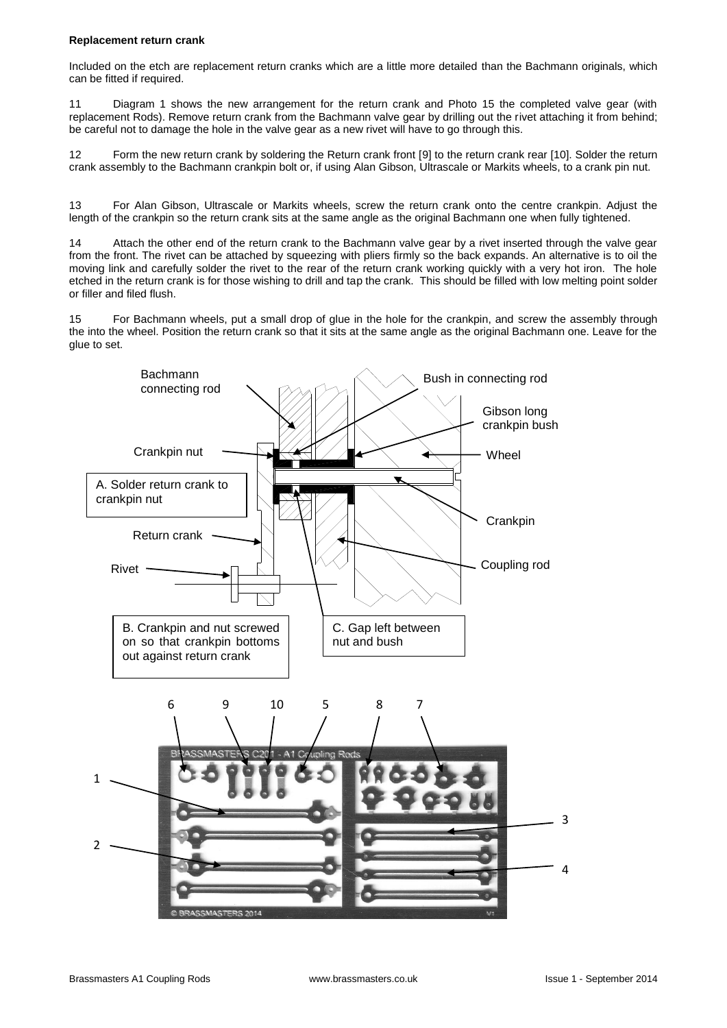**Replacement return crank**

Included on the etch are replacement return cranks which are a little more detailed than the Bachmann originals, which can be fitted if required.

11 Diagram 1 shows the new arrangement for the return crank and Photo 15 the completed valve gear (with replacement Rods). Remove return crank from the Bachmann valve gear by drilling out the rivet attaching it from behind; be careful not to damage the hole in the valve gear as a new rivet will have to go through this.

12 Form the new return crank by soldering the Return crank front [9] to the return crank rear [10]. Solder the return crank assembly to the Bachmann crankpin bolt or, if using Alan Gibson, Ultrascale or Markits wheels, to a crank pin nut.

13 For Alan Gibson, Ultrascale or Markits wheels, screw the return crank onto the centre crankpin. Adjust the length of the crankpin so the return crank sits at the same angle as the original Bachmann one when fully tightened.

14 Attach the other end of the return crank to the Bachmann valve gear by a rivet inserted through the valve gear from the front. The rivet can be attached by squeezing with pliers firmly so the back expands. An alternative is to oil the moving link and carefully solder the rivet to the rear of the return crank working quickly with a very hot iron. The hole etched in the return crank is for those wishing to drill and tap the crank. This should be filled with low melting point solder or filler and filed flush.

15 For Bachmann wheels, put a small drop of glue in the hole for the crankpin, and screw the assembly through the into the wheel. Position the return crank so that it sits at the same angle as the original Bachmann one. Leave for the glue to set.

Bachmann connecting rod

Bush in connecting rod

Gibson long crankpin bush

Crankpin nut

Wheel

A. Solder return crank to crankpin nut

Crankpin

Return crank

Coupling rod

Rivet

B. Crankpin and nut screwed on so that crankpin bottoms out against return crank

C. Gap left between nut and bush

6 9 10 5 8 7

BRASSMASTERS C201 - A1 Coupling Rods

1

2

3

4

© BRASSMASTERS 2014

V1